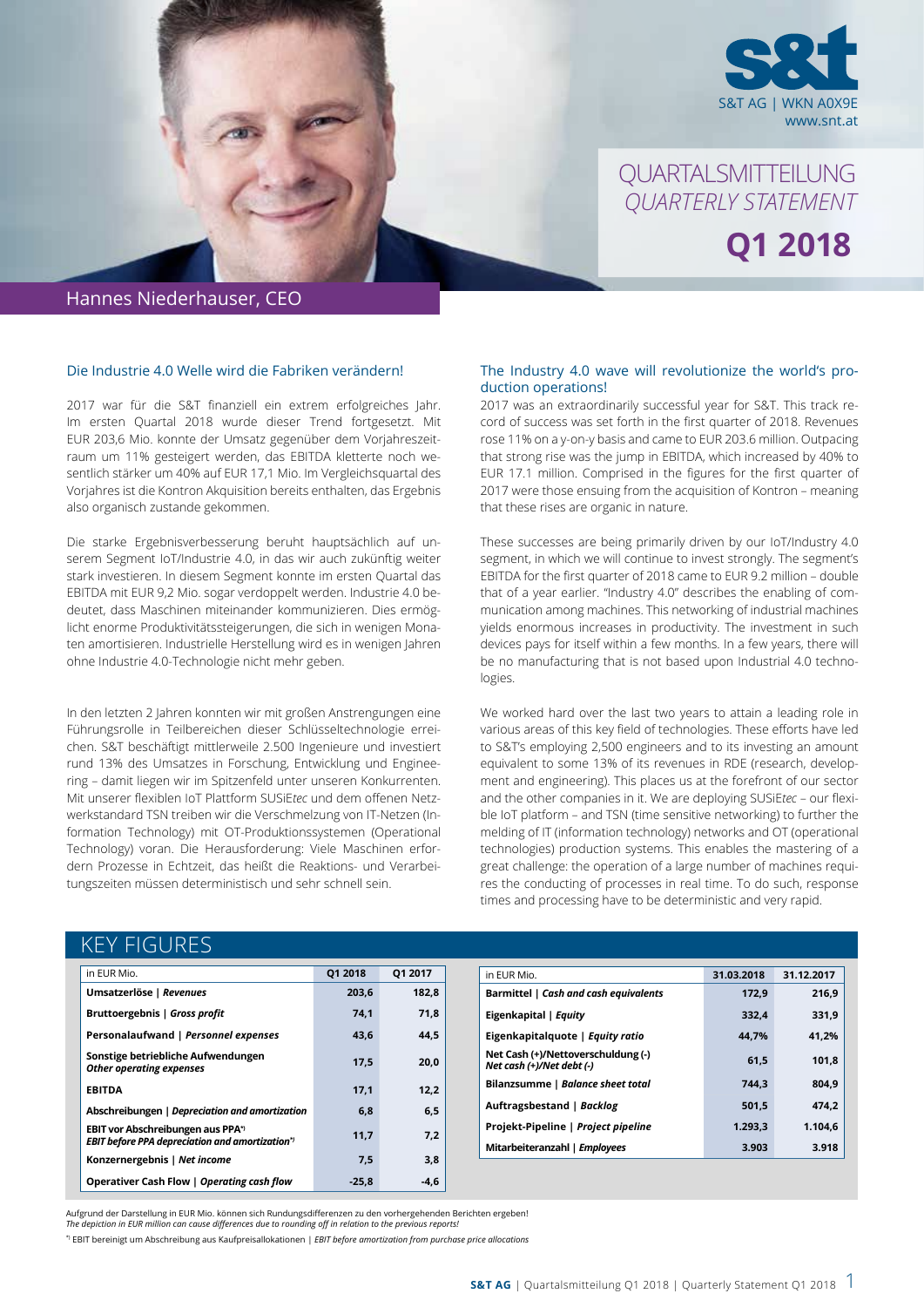S&T AG | WKN A0X9E
www.snt.at

# QUARTALSMITTEILUNG
# *QUARTERLY STATEMENT*
# Q1 2018

Hannes Niederhauser, CEO

## Die Industrie 4.0 Welle wird die Fabriken verändern!

2017 war für die S&T finanziell ein extrem erfolgreiches Jahr. Im ersten Quartal 2018 wurde dieser Trend fortgesetzt. Mit EUR 203,6 Mio. konnte der Umsatz gegenüber dem Vorjahreszeitraum um 11% gesteigert werden, das EBITDA kletterte noch wesentlich stärker um 40% auf EUR 17,1 Mio. Im Vergleichsquartal des Vorjahres ist die Kontron Akquisition bereits enthalten, das Ergebnis also organisch zustande gekommen.

Die starke Ergebnisverbesserung beruht hauptsächlich auf unserem Segment IoT/Industrie 4.0, in das wir auch zukünftig weiter stark investieren. In diesem Segment konnte im ersten Quartal das EBITDA mit EUR 9,2 Mio. sogar verdoppelt werden. Industrie 4.0 bedeutet, dass Maschinen miteinander kommunizieren. Dies ermöglicht enorme Produktivitätssteigerungen, die sich in wenigen Monaten amortisieren. Industrielle Herstellung wird es in wenigen Jahren ohne Industrie 4.0-Technologie nicht mehr geben.

In den letzten 2 Jahren konnten wir mit großen Anstrengungen eine Führungsrolle in Teilbereichen dieser Schlüsseltechnologie erreichen. S&T beschäftigt mittlerweile 2.500 Ingenieure und investiert rund 13% des Umsatzes in Forschung, Entwicklung und Engineering – damit liegen wir im Spitzenfeld unter unseren Konkurrenten. Mit unserer flexiblen IoT Plattform SUSiE*tec* und dem offenen Netzwerkstandard TSN treiben wir die Verschmelzung von IT-Netzen (Information Technology) mit OT-Produktionssystemen (Operational Technology) voran. Die Herausforderung: Viele Maschinen erfordern Prozesse in Echtzeit, das heißt die Reaktions- und Verarbeitungszeiten müssen deterministisch und sehr schnell sein.

## The Industry 4.0 wave will revolutionize the world's production operations!

2017 was an extraordinarily successful year for S&T. This track record of success was set forth in the first quarter of 2018. Revenues rose 11% on a y-on-y basis and came to EUR 203.6 million. Outpacing that strong rise was the jump in EBITDA, which increased by 40% to EUR 17.1 million. Comprised in the figures for the first quarter of 2017 were those ensuing from the acquisition of Kontron – meaning that these rises are organic in nature.

These successes are being primarily driven by our IoT/Industry 4.0 segment, in which we will continue to invest strongly. The segment's EBITDA for the first quarter of 2018 came to EUR 9.2 million – double that of a year earlier. "Industry 4.0" describes the enabling of communication among machines. This networking of industrial machines yields enormous increases in productivity. The investment in such devices pays for itself within a few months. In a few years, there will be no manufacturing that is not based upon Industrial 4.0 technologies.

We worked hard over the last two years to attain a leading role in various areas of this key field of technologies. These efforts have led to S&T's employing 2,500 engineers and to its investing an amount equivalent to some 13% of its revenues in RDE (research, development and engineering). This places us at the forefront of our sector and the other companies in it. We are deploying SUSiE*tec* – our flexible IoT platform – and TSN (time sensitive networking) to further the melding of IT (information technology) networks and OT (operational technologies) production systems. This enables the mastering of a great challenge: the operation of a large number of machines requires the conducting of processes in real time. To do such, response times and processing have to be deterministic and very rapid.

## KEY FIGURES

| in EUR Mio. | Q1 2018 | Q1 2017 |
|---|---|---|
| **Umsatzerlöse \| *Revenues*** | **203,6** | **182,8** |
| **Bruttoergebnis \| *Gross profit*** | **74,1** | **71,8** |
| **Personalaufwand \| *Personnel expenses*** | **43,6** | **44,5** |
| **Sonstige betriebliche Aufwendungen *Other operating expenses*** | **17,5** | **20,0** |
| **EBITDA** | **17,1** | **12,2** |
| **Abschreibungen \| *Depreciation and amortization*** | **6,8** | **6,5** |
| **EBIT vor Abschreibungen aus PPA[*] *EBIT before PPA depreciation and amortization*[*]** | **11,7** | **7,2** |
| **Konzernergebnis \| *Net income*** | **7,5** | **3,8** |
| **Operativer Cash Flow \| *Operating cash flow*** | **-25,8** | **-4,6** |

| in EUR Mio. | 31.03.2018 | 31.12.2017 |
|---|---|---|
| **Barmittel \| *Cash and cash equivalents*** | **172,9** | **216,9** |
| **Eigenkapital \| *Equity*** | **332,4** | **331,9** |
| **Eigenkapitalquote \| *Equity ratio*** | **44,7%** | **41,2%** |
| **Net Cash (+)/Nettoverschuldung (-) *Net cash (+)/Net debt (-)*** | **61,5** | **101,8** |
| **Bilanzsumme \| *Balance sheet total*** | **744,3** | **804,9** |
| **Auftragsbestand \| *Backlog*** | **501,5** | **474,2** |
| **Projekt-Pipeline \| *Project pipeline*** | **1.293,3** | **1.104,6** |
| **Mitarbeiteranzahl \| *Employees*** | **3.903** | **3.918** |

Aufgrund der Darstellung in EUR Mio. können sich Rundungsdifferenzen zu den vorhergehenden Berichten ergeben!
*The depiction in EUR million can cause differences due to rounding off in relation to the previous reports!*

[*] EBIT bereinigt um Abschreibung aus Kaufpreisallokationen | *EBIT before amortization from purchase price allocations*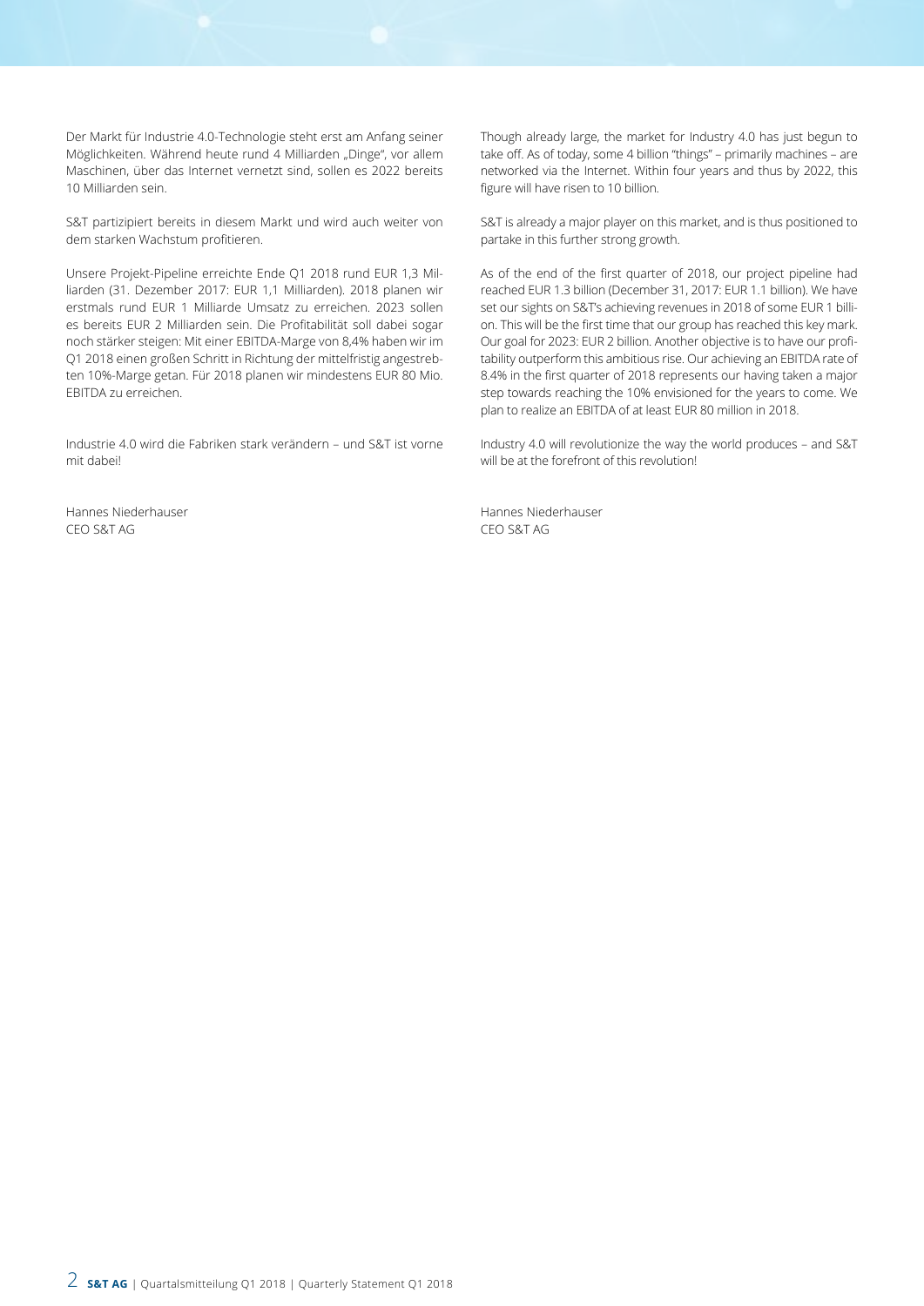Der Markt für Industrie 4.0-Technologie steht erst am Anfang seiner Möglichkeiten. Während heute rund 4 Milliarden „Dinge", vor allem Maschinen, über das Internet vernetzt sind, sollen es 2022 bereits 10 Milliarden sein.

S&T partizipiert bereits in diesem Markt und wird auch weiter von dem starken Wachstum profitieren.

Unsere Projekt-Pipeline erreichte Ende Q1 2018 rund EUR 1,3 Milliarden (31. Dezember 2017: EUR 1,1 Milliarden). 2018 planen wir erstmals rund EUR 1 Milliarde Umsatz zu erreichen. 2023 sollen es bereits EUR 2 Milliarden sein. Die Profitabilität soll dabei sogar noch stärker steigen: Mit einer EBITDA-Marge von 8,4% haben wir im Q1 2018 einen großen Schritt in Richtung der mittelfristig angestrebten 10%-Marge getan. Für 2018 planen wir mindestens EUR 80 Mio. EBITDA zu erreichen.

Industrie 4.0 wird die Fabriken stark verändern – und S&T ist vorne mit dabei!

Hannes Niederhauser
CEO S&T AG

Though already large, the market for Industry 4.0 has just begun to take off. As of today, some 4 billion "things" – primarily machines – are networked via the Internet. Within four years and thus by 2022, this figure will have risen to 10 billion.

S&T is already a major player on this market, and is thus positioned to partake in this further strong growth.

As of the end of the first quarter of 2018, our project pipeline had reached EUR 1.3 billion (December 31, 2017: EUR 1.1 billion). We have set our sights on S&T's achieving revenues in 2018 of some EUR 1 billion. This will be the first time that our group has reached this key mark. Our goal for 2023: EUR 2 billion. Another objective is to have our profitability outperform this ambitious rise. Our achieving an EBITDA rate of 8.4% in the first quarter of 2018 represents our having taken a major step towards reaching the 10% envisioned for the years to come. We plan to realize an EBITDA of at least EUR 80 million in 2018.

Industry 4.0 will revolutionize the way the world produces – and S&T will be at the forefront of this revolution!

Hannes Niederhauser
CEO S&T AG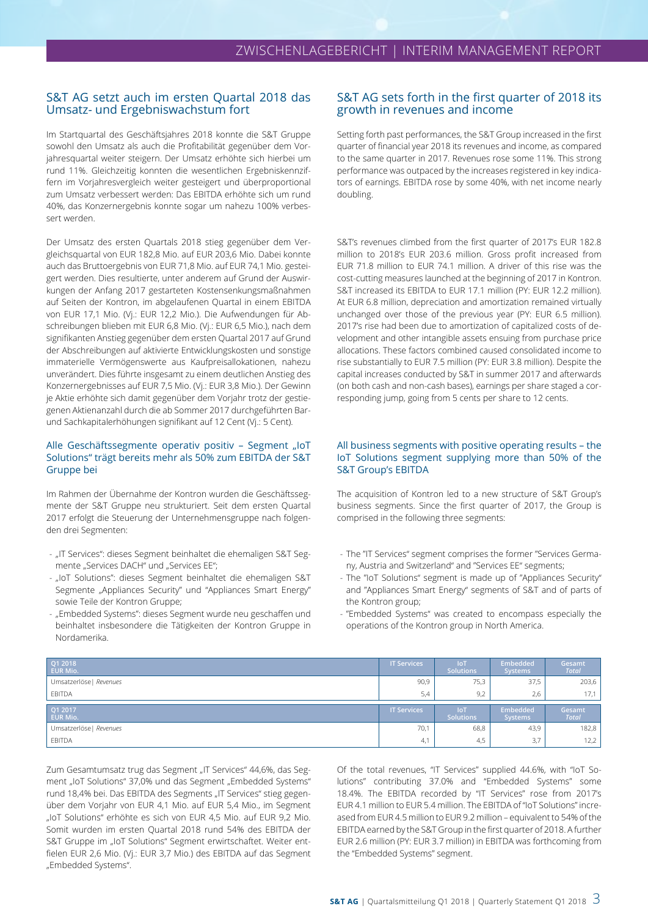## S&T AG setzt auch im ersten Quartal 2018 das Umsatz- und Ergebniswachstum fort

Im Startquartal des Geschäftsjahres 2018 konnte die S&T Gruppe sowohl den Umsatz als auch die Profitabilität gegenüber dem Vorjahresquartal weiter steigern. Der Umsatz erhöhte sich hierbei um rund 11%. Gleichzeitig konnten die wesentlichen Ergebniskennziffern im Vorjahresvergleich weiter gesteigert und überproportional zum Umsatz verbessert werden: Das EBITDA erhöhte sich um rund 40%, das Konzernergebnis konnte sogar um nahezu 100% verbessert werden.

Der Umsatz des ersten Quartals 2018 stieg gegenüber dem Vergleichsquartal von EUR 182,8 Mio. auf EUR 203,6 Mio. Dabei konnte auch das Bruttoergebnis von EUR 71,8 Mio. auf EUR 74,1 Mio. gesteigert werden. Dies resultierte, unter anderem auf Grund der Auswirkungen der Anfang 2017 gestarteten Kostensenkungsmaßnahmen auf Seiten der Kontron, im abgelaufenen Quartal in einem EBITDA von EUR 17,1 Mio. (Vj.: EUR 12,2 Mio.). Die Aufwendungen für Abschreibungen blieben mit EUR 6,8 Mio. (Vj.: EUR 6,5 Mio.), nach dem signifikanten Anstieg gegenüber dem ersten Quartal 2017 auf Grund der Abschreibungen auf aktivierte Entwicklungskosten und sonstige immaterielle Vermögenswerte aus Kaufpreisallokationen, nahezu unverändert. Dies führte insgesamt zu einem deutlichen Anstieg des Konzernergebnisses auf EUR 7,5 Mio. (Vj.: EUR 3,8 Mio.). Der Gewinn je Aktie erhöhte sich damit gegenüber dem Vorjahr trotz der gestiegenen Aktienanzahl durch die ab Sommer 2017 durchgeführten Bar- und Sachkapitalerhöhungen signifikant auf 12 Cent (Vj.: 5 Cent).

### Alle Geschäftssegmente operativ positiv – Segment „IoT Solutions" trägt bereits mehr als 50% zum EBITDA der S&T Gruppe bei

Im Rahmen der Übernahme der Kontron wurden die Geschäftssegmente der S&T Gruppe neu strukturiert. Seit dem ersten Quartal 2017 erfolgt die Steuerung der Unternehmensgruppe nach folgenden drei Segmenten:

- „IT Services": dieses Segment beinhaltet die ehemaligen S&T Segmente „Services DACH" und „Services EE";
- „IoT Solutions": dieses Segment beinhaltet die ehemaligen S&T Segmente „Appliances Security" und "Appliances Smart Energy" sowie Teile der Kontron Gruppe;
- „Embedded Systems": dieses Segment wurde neu geschaffen und beinhaltet insbesondere die Tätigkeiten der Kontron Gruppe in Nordamerika.

## S&T AG sets forth in the first quarter of 2018 its growth in revenues and income

Setting forth past performances, the S&T Group increased in the first quarter of financial year 2018 its revenues and income, as compared to the same quarter in 2017. Revenues rose some 11%. This strong performance was outpaced by the increases registered in key indicators of earnings. EBITDA rose by some 40%, with net income nearly doubling.

S&T's revenues climbed from the first quarter of 2017's EUR 182.8 million to 2018's EUR 203.6 million. Gross profit increased from EUR 71.8 million to EUR 74.1 million. A driver of this rise was the cost-cutting measures launched at the beginning of 2017 in Kontron. S&T increased its EBITDA to EUR 17.1 million (PY: EUR 12.2 million). At EUR 6.8 million, depreciation and amortization remained virtually unchanged over those of the previous year (PY: EUR 6.5 million). 2017's rise had been due to amortization of capitalized costs of development and other intangible assets ensuing from purchase price allocations. These factors combined caused consolidated income to rise substantially to EUR 7.5 million (PY: EUR 3.8 million). Despite the capital increases conducted by S&T in summer 2017 and afterwards (on both cash and non-cash bases), earnings per share staged a corresponding jump, going from 5 cents per share to 12 cents.

### All business segments with positive operating results – the IoT Solutions segment supplying more than 50% of the S&T Group's EBITDA

The acquisition of Kontron led to a new structure of S&T Group's business segments. Since the first quarter of 2017, the Group is comprised in the following three segments:

- The "IT Services" segment comprises the former "Services Germany, Austria and Switzerland" and "Services EE" segments;
- The "IoT Solutions" segment is made up of "Appliances Security" and "Appliances Smart Energy" segments of S&T and of parts of the Kontron group;
- "Embedded Systems" was created to encompass especially the operations of the Kontron group in North America.

| Q1 2018 EUR Mio. | IT Services | IoT Solutions | Embedded Systems | Gesamt *Total* |
|---|---|---|---|---|
| Umsatzerlöse \| *Revenues* | 90,9 | 75,3 | 37,5 | 203,6 |
| EBITDA | 5,4 | 9,2 | 2,6 | 17,1 |
| **Q1 2017 EUR Mio.** | **IT Services** | **IoT Solutions** | **Embedded Systems** | **Gesamt *Total*** |
| Umsatzerlöse \| *Revenues* | 70,1 | 68,8 | 43,9 | 182,8 |
| EBITDA | 4,1 | 4,5 | 3,7 | 12,2 |

Zum Gesamtumsatz trug das Segment „IT Services" 44,6%, das Segment „IoT Solutions" 37,0% und das Segment „Embedded Systems" rund 18,4% bei. Das EBITDA des Segments „IT Services" stieg gegenüber dem Vorjahr von EUR 4,1 Mio. auf EUR 5,4 Mio., im Segment „IoT Solutions" erhöhte es sich von EUR 4,5 Mio. auf EUR 9,2 Mio. Somit wurden im ersten Quartal 2018 rund 54% des EBITDA der S&T Gruppe im „IoT Solutions" Segment erwirtschaftet. Weiter entfielen EUR 2,6 Mio. (Vj.: EUR 3,7 Mio.) des EBITDA auf das Segment „Embedded Systems".

Of the total revenues, "IT Services" supplied 44.6%, with "IoT Solutions" contributing 37.0% and "Embedded Systems" some 18.4%. The EBITDA recorded by "IT Services" rose from 2017's EUR 4.1 million to EUR 5.4 million. The EBITDA of "IoT Solutions" increased from EUR 4.5 million to EUR 9.2 million – equivalent to 54% of the EBITDA earned by the S&T Group in the first quarter of 2018. A further EUR 2.6 million (PY: EUR 3.7 million) in EBITDA was forthcoming from the "Embedded Systems" segment.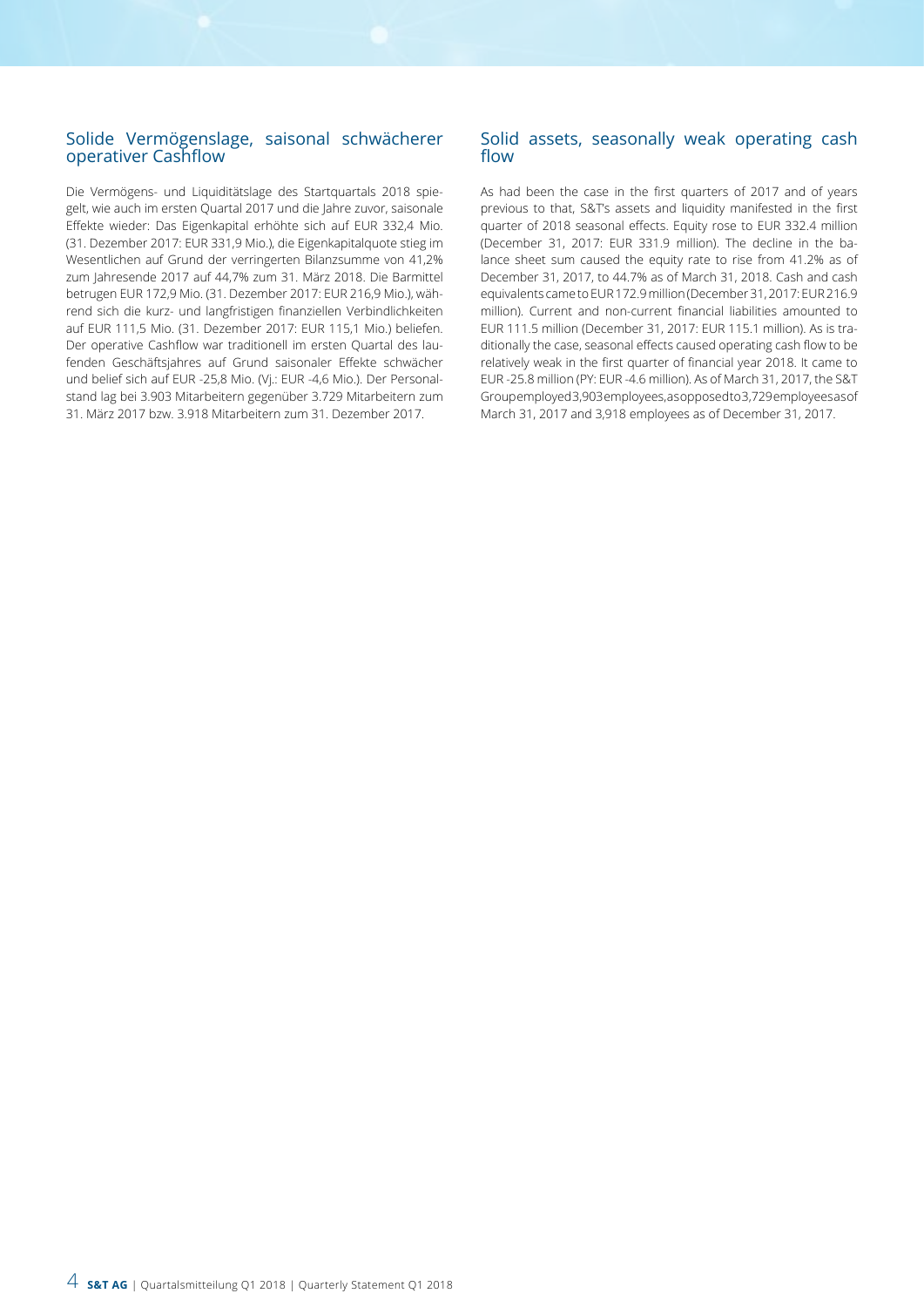## Solide Vermögenslage, saisonal schwächerer operativer Cashflow

Die Vermögens- und Liquiditätslage des Startquartals 2018 spiegelt, wie auch im ersten Quartal 2017 und die Jahre zuvor, saisonale Effekte wieder: Das Eigenkapital erhöhte sich auf EUR 332,4 Mio. (31. Dezember 2017: EUR 331,9 Mio.), die Eigenkapitalquote stieg im Wesentlichen auf Grund der verringerten Bilanzsumme von 41,2% zum Jahresende 2017 auf 44,7% zum 31. März 2018. Die Barmittel betrugen EUR 172,9 Mio. (31. Dezember 2017: EUR 216,9 Mio.), während sich die kurz- und langfristigen finanziellen Verbindlichkeiten auf EUR 111,5 Mio. (31. Dezember 2017: EUR 115,1 Mio.) beliefen. Der operative Cashflow war traditionell im ersten Quartal des laufenden Geschäftsjahres auf Grund saisonaler Effekte schwächer und belief sich auf EUR -25,8 Mio. (Vj.: EUR -4,6 Mio.). Der Personalstand lag bei 3.903 Mitarbeitern gegenüber 3.729 Mitarbeitern zum 31. März 2017 bzw. 3.918 Mitarbeitern zum 31. Dezember 2017.

## Solid assets, seasonally weak operating cash flow

As had been the case in the first quarters of 2017 and of years previous to that, S&T's assets and liquidity manifested in the first quarter of 2018 seasonal effects. Equity rose to EUR 332.4 million (December 31, 2017: EUR 331.9 million). The decline in the balance sheet sum caused the equity rate to rise from 41.2% as of December 31, 2017, to 44.7% as of March 31, 2018. Cash and cash equivalents came to EUR 172.9 million (December 31, 2017: EUR 216.9 million). Current and non-current financial liabilities amounted to EUR 111.5 million (December 31, 2017: EUR 115.1 million). As is traditionally the case, seasonal effects caused operating cash flow to be relatively weak in the first quarter of financial year 2018. It came to EUR -25.8 million (PY: EUR -4.6 million). As of March 31, 2017, the S&T Group employed 3,903 employees, as opposed to 3,729 employees as of March 31, 2017 and 3,918 employees as of December 31, 2017.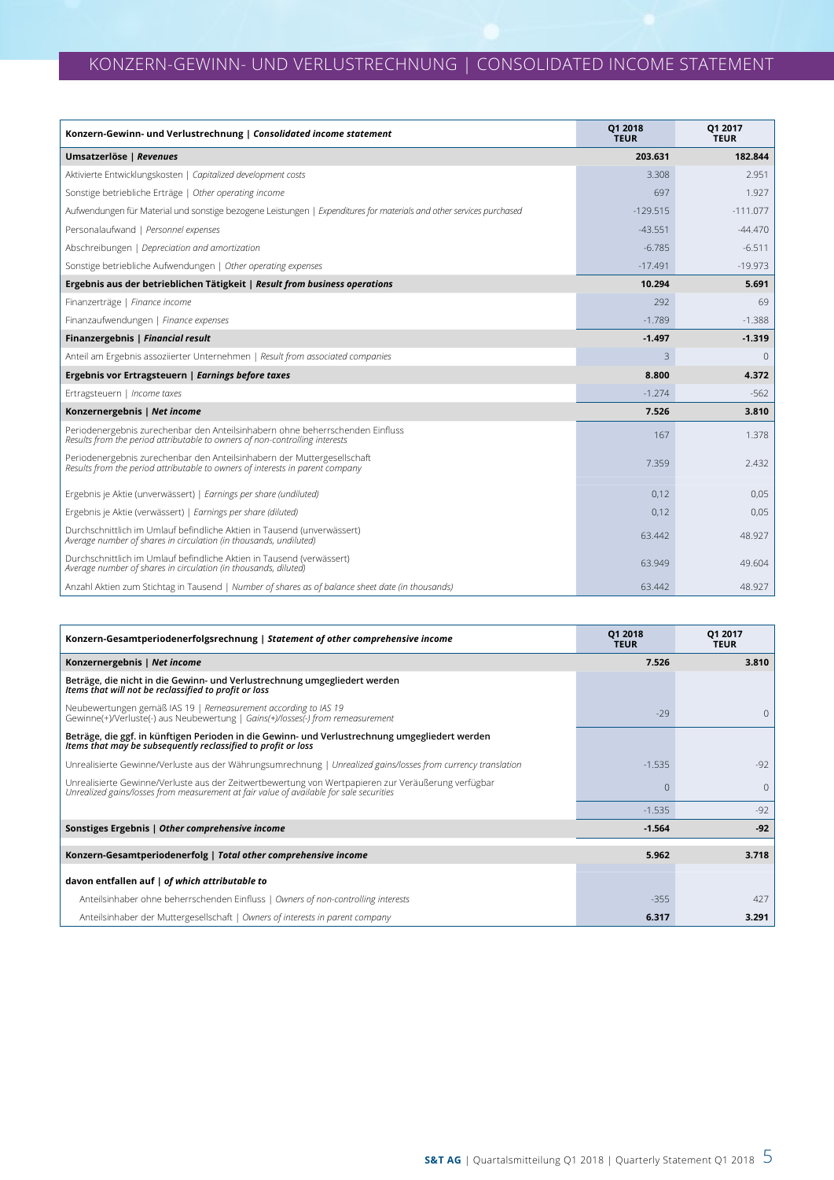# KONZERN-GEWINN- UND VERLUSTRECHNUNG | CONSOLIDATED INCOME STATEMENT

| **Konzern-Gewinn- und Verlustrechnung \| *Consolidated income statement*** | **Q1 2018 TEUR** | **Q1 2017 TEUR** |
|---|---|---|
| **Umsatzerlöse \| *Revenues*** | **203.631** | **182.844** |
| Aktivierte Entwicklungskosten \| *Capitalized development costs* | 3.308 | 2.951 |
| Sonstige betriebliche Erträge \| *Other operating income* | 697 | 1.927 |
| Aufwendungen für Material und sonstige bezogene Leistungen \| *Expenditures for materials and other services purchased* | -129.515 | -111.077 |
| Personalaufwand \| *Personnel expenses* | -43.551 | -44.470 |
| Abschreibungen \| *Depreciation and amortization* | -6.785 | -6.511 |
| Sonstige betriebliche Aufwendungen \| *Other operating expenses* | -17.491 | -19.973 |
| **Ergebnis aus der betrieblichen Tätigkeit \| *Result from business operations*** | **10.294** | **5.691** |
| Finanzerträge \| *Finance income* | 292 | 69 |
| Finanzaufwendungen \| *Finance expenses* | -1.789 | -1.388 |
| **Finanzergebnis \| *Financial result*** | **-1.497** | **-1.319** |
| Anteil am Ergebnis assoziierter Unternehmen \| *Result from associated companies* | 3 | 0 |
| **Ergebnis vor Ertragsteuern \| *Earnings before taxes*** | **8.800** | **4.372** |
| Ertragsteuern \| *Income taxes* | -1.274 | -562 |
| **Konzernergebnis \| *Net income*** | **7.526** | **3.810** |
| Periodenergebnis zurechenbar den Anteilsinhabern ohne beherrschenden Einfluss *Results from the period attributable to owners of non-controlling interests* | 167 | 1.378 |
| Periodenergebnis zurechenbar den Anteilsinhabern der Muttergesellschaft *Results from the period attributable to owners of interests in parent company* | 7.359 | 2.432 |
| Ergebnis je Aktie (unverwässert) \| *Earnings per share (undiluted)* | 0,12 | 0,05 |
| Ergebnis je Aktie (verwässert) \| *Earnings per share (diluted)* | 0,12 | 0,05 |
| Durchschnittlich im Umlauf befindliche Aktien in Tausend (unverwässert) *Average number of shares in circulation (in thousands, undiluted)* | 63.442 | 48.927 |
| Durchschnittlich im Umlauf befindliche Aktien in Tausend (verwässert) *Average number of shares in circulation (in thousands, diluted)* | 63.949 | 49.604 |
| Anzahl Aktien zum Stichtag in Tausend \| *Number of shares as of balance sheet date (in thousands)* | 63.442 | 48.927 |

| **Konzern-Gesamtperiodenerfolgsrechnung \| *Statement of other comprehensive income*** | **Q1 2018 TEUR** | **Q1 2017 TEUR** |
|---|---|---|
| **Konzernergebnis \| *Net income*** | **7.526** | **3.810** |
| **Beträge, die nicht in die Gewinn- und Verlustrechnung umgegliedert werden *Items that will not be reclassified to profit or loss*** | | |
| Neubewertungen gemäß IAS 19 \| *Remeasurement according to IAS 19* Gewinne(+)/Verluste(-) aus Neubewertung \| *Gains(+)/losses(-) from remeasurement* | -29 | 0 |
| **Beträge, die ggf. in künftigen Perioden in die Gewinn- und Verlustrechnung umgegliedert werden *Items that may be subsequently reclassified to profit or loss*** | | |
| Unrealisierte Gewinne/Verluste aus der Währungsumrechnung \| *Unrealized gains/losses from currency translation* | -1.535 | -92 |
| Unrealisierte Gewinne/Verluste aus der Zeitwertbewertung von Wertpapieren zur Veräußerung verfügbar *Unrealized gains/losses from measurement at fair value of available for sale securities* | 0 | 0 |
| | -1.535 | -92 |
| **Sonstiges Ergebnis \| *Other comprehensive income*** | **-1.564** | **-92** |
| **Konzern-Gesamtperiodenerfolg \| *Total other comprehensive income*** | **5.962** | **3.718** |
| **davon entfallen auf \| *of which attributable to*** | | |
| Anteilsinhaber ohne beherrschenden Einfluss \| *Owners of non-controlling interests* | -355 | 427 |
| Anteilsinhaber der Muttergesellschaft \| *Owners of interests in parent company* | **6.317** | **3.291** |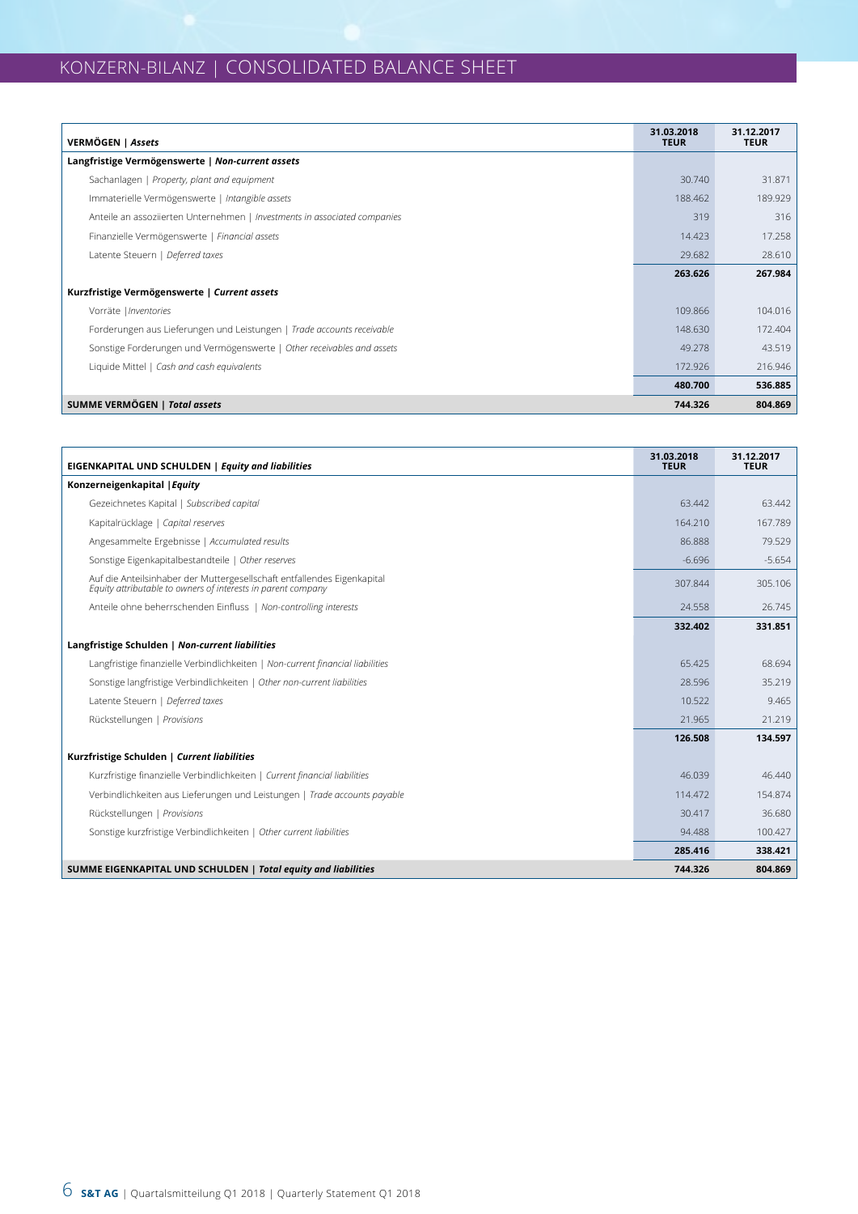# KONZERN-BILANZ | CONSOLIDATED BALANCE SHEET

| VERMÖGEN \| *Assets* | 31.03.2018 TEUR | 31.12.2017 TEUR |
|---|---|---|
| **Langfristige Vermögenswerte \| *Non-current assets*** | | |
| Sachanlagen \| *Property, plant and equipment* | 30.740 | 31.871 |
| Immaterielle Vermögenswerte \| *Intangible assets* | 188.462 | 189.929 |
| Anteile an assoziierten Unternehmen \| *Investments in associated companies* | 319 | 316 |
| Finanzielle Vermögenswerte \| *Financial assets* | 14.423 | 17.258 |
| Latente Steuern \| *Deferred taxes* | 29.682 | 28.610 |
| | **263.626** | **267.984** |
| **Kurzfristige Vermögenswerte \| *Current assets*** | | |
| Vorräte \| *Inventories* | 109.866 | 104.016 |
| Forderungen aus Lieferungen und Leistungen \| *Trade accounts receivable* | 148.630 | 172.404 |
| Sonstige Forderungen und Vermögenswerte \| *Other receivables and assets* | 49.278 | 43.519 |
| Liquide Mittel \| *Cash and cash equivalents* | 172.926 | 216.946 |
| | **480.700** | **536.885** |
| **SUMME VERMÖGEN \| *Total assets*** | **744.326** | **804.869** |

| EIGENKAPITAL UND SCHULDEN \| *Equity and liabilities* | 31.03.2018 TEUR | 31.12.2017 TEUR |
|---|---|---|
| **Konzerneigenkapital \| *Equity*** | | |
| Gezeichnetes Kapital \| *Subscribed capital* | 63.442 | 63.442 |
| Kapitalrücklage \| *Capital reserves* | 164.210 | 167.789 |
| Angesammelte Ergebnisse \| *Accumulated results* | 86.888 | 79.529 |
| Sonstige Eigenkapitalbestandteile \| *Other reserves* | -6.696 | -5.654 |
| Auf die Anteilsinhaber der Muttergesellschaft entfallendes Eigenkapital *Equity attributable to owners of interests in parent company* | 307.844 | 305.106 |
| Anteile ohne beherrschenden Einfluss \| *Non-controlling interests* | 24.558 | 26.745 |
| | **332.402** | **331.851** |
| **Langfristige Schulden \| *Non-current liabilities*** | | |
| Langfristige finanzielle Verbindlichkeiten \| *Non-current financial liabilities* | 65.425 | 68.694 |
| Sonstige langfristige Verbindlichkeiten \| *Other non-current liabilities* | 28.596 | 35.219 |
| Latente Steuern \| *Deferred taxes* | 10.522 | 9.465 |
| Rückstellungen \| *Provisions* | 21.965 | 21.219 |
| | **126.508** | **134.597** |
| **Kurzfristige Schulden \| *Current liabilities*** | | |
| Kurzfristige finanzielle Verbindlichkeiten \| *Current financial liabilities* | 46.039 | 46.440 |
| Verbindlichkeiten aus Lieferungen und Leistungen \| *Trade accounts payable* | 114.472 | 154.874 |
| Rückstellungen \| *Provisions* | 30.417 | 36.680 |
| Sonstige kurzfristige Verbindlichkeiten \| *Other current liabilities* | 94.488 | 100.427 |
| | **285.416** | **338.421** |
| **SUMME EIGENKAPITAL UND SCHULDEN \| *Total equity and liabilities*** | **744.326** | **804.869** |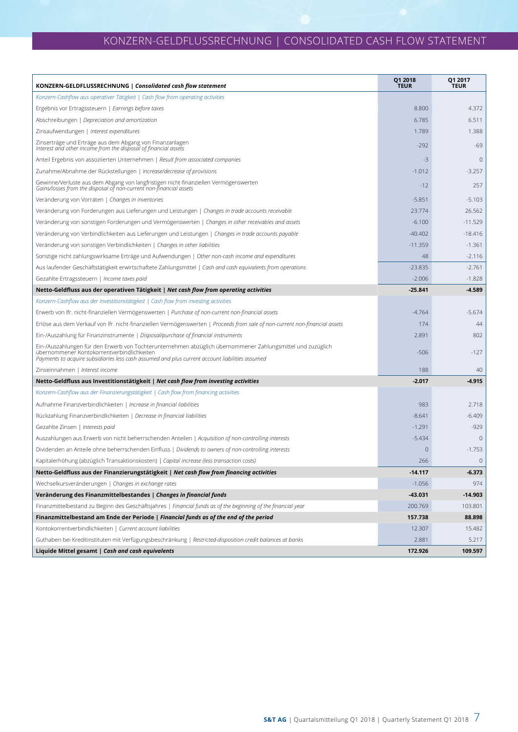# KONZERN-GELDFLUSSRECHNUNG | CONSOLIDATED CASH FLOW STATEMENT

| **KONZERN-GELDFLUSSRECHNUNG \| *Consolidated cash flow statement*** | **Q1 2018 TEUR** | **Q1 2017 TEUR** |
|---|---|---|
| *Konzern-Cashflow aus operativer Tätigkeit \| Cash flow from operating activities* | | |
| Ergebnis vor Ertragssteuern \| *Earnings before taxes* | 8.800 | 4.372 |
| Abschreibungen \| *Depreciation and amortization* | 6.785 | 6.511 |
| Zinsaufwendungen \| *Interest expenditures* | 1.789 | 1.388 |
| Zinserträge und Erträge aus dem Abgang von Finanzanlagen *Interest and other income from the disposal of financial assets* | -292 | -69 |
| Anteil Ergebnis von assoziierten Unternehmen \| *Result from associated companies* | -3 | 0 |
| Zunahme/Abnahme der Rückstellungen \| *Increase/decrease of provisions* | -1.012 | -3.257 |
| Gewinne/Verluste aus dem Abgang von langfristigen nicht-finanziellen Vermögenswerten *Gains/losses from the disposal of non-current non-financial assets* | -12 | 257 |
| Veränderung von Vorräten \| *Changes in inventories* | -5.851 | -5.103 |
| Veränderung von Forderungen aus Lieferungen und Leistungen \| *Changes in trade accounts receivable* | 23.774 | 26.562 |
| Veränderung von sonstigen Forderungen und Vermögenswerten \| *Changes in other receivables and assets* | -6.100 | -11.529 |
| Veränderung von Verbindlichkeiten aus Lieferungen und Leistungen \| *Changes in trade accounts payable* | -40.402 | -18.416 |
| Veränderung von sonstigen Verbindlichkeiten \| *Changes in other liabilities* | -11.359 | -1.361 |
| Sonstige nicht zahlungswirksame Erträge und Aufwendungen \| *Other non-cash income and expenditures* | 48 | -2.116 |
| Aus laufender Geschäftstätigkeit erwirtschaftete Zahlungsmittel \| *Cash and cash equivalents from operations* | -23.835 | -2.761 |
| Gezahlte Ertragssteuern \| *Income taxes paid* | -2.006 | -1.828 |
| **Netto-Geldfluss aus der operativen Tätigkeit \| *Net cash flow from operating activities*** | **-25.841** | **-4.589** |
| *Konzern-Cashflow aus der Investitionstätigkeit \| Cash flow from investing activities* | | |
| Erwerb von lfr. nicht-finanziellen Vermögenswerten \| *Purchase of non-current non-financial assets* | -4.764 | -5.674 |
| Erlöse aus dem Verkauf von lfr. nicht-finanziellen Vermögenswerten \| *Proceeds from sale of non-current non-financial assets* | 174 | 44 |
| Ein-/Auszahlung für Finanzinstrumente \| *Disposal/purchase of financial instruments* | 2.891 | 802 |
| Ein-/Auszahlungen für den Erwerb von Tochterunternehmen abzüglich übernommener Zahlungsmittel und zuzüglich übernommener Kontokorrentverbindlichkeiten *Payments to acquire subsidiaries less cash assumed and plus current account liabilities assumed* | -506 | -127 |
| Zinseinnahmen \| *Interest income* | 188 | 40 |
| **Netto-Geldfluss aus Investitionstätigkeit \| *Net cash flow from investing activities*** | **-2.017** | **-4.915** |
| *Konzern-Cashflow aus der Finanzierungstätigkeit \| Cash flow from financing activities* | | |
| Aufnahme Finanzverbindlichkeiten \| *Increase in financial liabilities* | 983 | 2.718 |
| Rückzahlung Finanzverbindlichkeiten \| *Decrease in financial liabilities* | -8.641 | -6.409 |
| Gezahlte Zinsen \| *Interests paid* | -1.291 | -929 |
| Auszahlungen aus Erwerb von nicht beherrschenden Anteilen \| *Acquisition of non-controlling interests* | -5.434 | 0 |
| Dividenden an Anteile ohne beherrschenden Einfluss \| *Dividends to owners of non-controlling interests* | 0 | -1.753 |
| Kapitalerhöhung (abzüglich Transaktionskosten) \| *Capital increase (less transaction costs)* | 266 | 0 |
| **Netto-Geldfluss aus der Finanzierungstätigkeit \| *Net cash flow from financing activities*** | **-14.117** | **-6.373** |
| Wechselkursveränderungen \| *Changes in exchange rates* | -1.056 | 974 |
| **Veränderung des Finanzmittelbestandes \| *Changes in financial funds*** | **-43.031** | **-14.903** |
| Finanzmittelbestand zu Beginn des Geschäftsjahres \| *Financial funds as of the beginning of the financial year* | 200.769 | 103.801 |
| **Finanzmittelbestand am Ende der Periode \| *Financial funds as of the end of the period*** | **157.738** | **88.898** |
| Kontokorrentverbindlichkeiten \| *Current account liabilities* | 12.307 | 15.482 |
| Guthaben bei Kreditinstituten mit Verfügungsbeschränkung \| *Restricted-disposition credit balances at banks* | 2.881 | 5.217 |
| **Liquide Mittel gesamt \| *Cash and cash equivalents*** | **172.926** | **109.597** |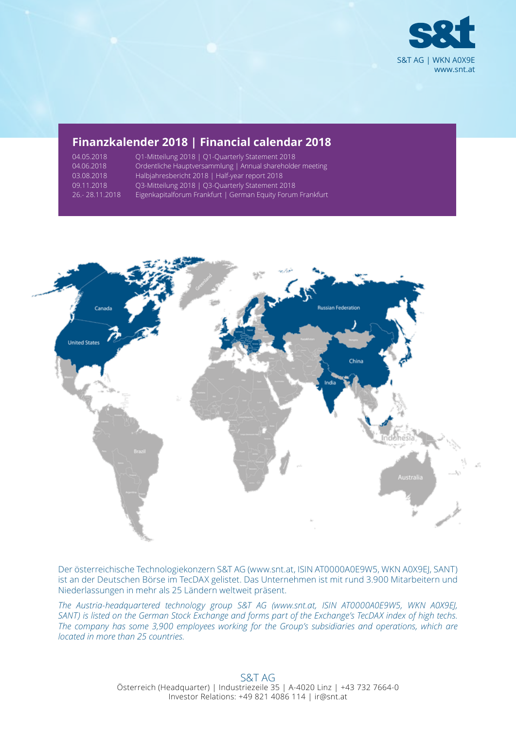S&T AG | WKN A0X9E
www.snt.at

## Finanzkalender 2018 | Financial calendar 2018

| | |
|---|---|
| 04.05.2018 | Q1-Mitteilung 2018 \| Q1-Quarterly Statement 2018 |
| 04.06.2018 | Ordentliche Hauptversammlung \| Annual shareholder meeting |
| 03.08.2018 | Halbjahresbericht 2018 \| Half-year report 2018 |
| 09.11.2018 | Q3-Mitteilung 2018 \| Q3-Quarterly Statement 2018 |
| 26.- 28.11.2018 | Eigenkapitalforum Frankfurt \| German Equity Forum Frankfurt |

Canada
United States
Russian Federation
China
India
Indonesia
Australia
Brazil
Greenland

Der österreichische Technologiekonzern S&T AG (www.snt.at, ISIN AT0000A0E9W5, WKN A0X9EJ, SANT) ist an der Deutschen Börse im TecDAX gelistet. Das Unternehmen ist mit rund 3.900 Mitarbeitern und Niederlassungen in mehr als 25 Ländern weltweit präsent.

*The Austria-headquartered technology group S&T AG (www.snt.at, ISIN AT0000A0E9W5, WKN A0X9EJ, SANT) is listed on the German Stock Exchange and forms part of the Exchange's TecDAX index of high techs. The company has some 3,900 employees working for the Group's subsidiaries and operations, which are located in more than 25 countries.*

S&T AG
Österreich (Headquarter) | Industriezeile 35 | A-4020 Linz | +43 732 7664-0
Investor Relations: +49 821 4086 114 | ir@snt.at